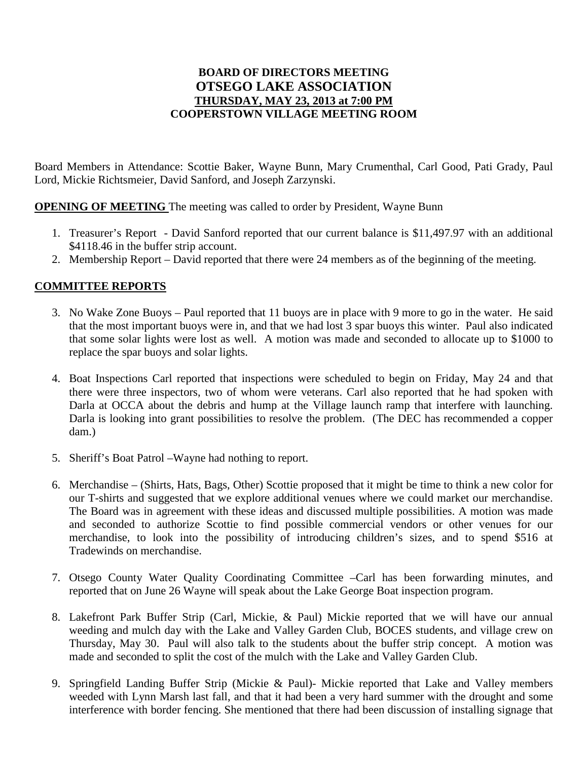**BOARD OF DIRECTORS MEETING**
# OTSEGO LAKE ASSOCIATION
**THURSDAY, MAY 23, 2013 at 7:00 PM**
**COOPERSTOWN VILLAGE MEETING ROOM**

Board Members in Attendance: Scottie Baker, Wayne Bunn, Mary Crumenthal, Carl Good, Pati Grady, Paul Lord, Mickie Richtsmeier, David Sanford, and Joseph Zarzynski.

**OPENING OF MEETING** The meeting was called to order by President, Wayne Bunn

1. Treasurer's Report - David Sanford reported that our current balance is $11,497.97 with an additional $4118.46 in the buffer strip account.
2. Membership Report – David reported that there were 24 members as of the beginning of the meeting.

## COMMITTEE REPORTS

3. No Wake Zone Buoys – Paul reported that 11 buoys are in place with 9 more to go in the water. He said that the most important buoys were in, and that we had lost 3 spar buoys this winter. Paul also indicated that some solar lights were lost as well. A motion was made and seconded to allocate up to $1000 to replace the spar buoys and solar lights.

4. Boat Inspections Carl reported that inspections were scheduled to begin on Friday, May 24 and that there were three inspectors, two of whom were veterans. Carl also reported that he had spoken with Darla at OCCA about the debris and hump at the Village launch ramp that interfere with launching. Darla is looking into grant possibilities to resolve the problem. (The DEC has recommended a copper dam.)

5. Sheriff's Boat Patrol –Wayne had nothing to report.

6. Merchandise – (Shirts, Hats, Bags, Other) Scottie proposed that it might be time to think a new color for our T-shirts and suggested that we explore additional venues where we could market our merchandise. The Board was in agreement with these ideas and discussed multiple possibilities. A motion was made and seconded to authorize Scottie to find possible commercial vendors or other venues for our merchandise, to look into the possibility of introducing children's sizes, and to spend $516 at Tradewinds on merchandise.

7. Otsego County Water Quality Coordinating Committee –Carl has been forwarding minutes, and reported that on June 26 Wayne will speak about the Lake George Boat inspection program.

8. Lakefront Park Buffer Strip (Carl, Mickie, & Paul) Mickie reported that we will have our annual weeding and mulch day with the Lake and Valley Garden Club, BOCES students, and village crew on Thursday, May 30. Paul will also talk to the students about the buffer strip concept. A motion was made and seconded to split the cost of the mulch with the Lake and Valley Garden Club.

9. Springfield Landing Buffer Strip (Mickie & Paul)- Mickie reported that Lake and Valley members weeded with Lynn Marsh last fall, and that it had been a very hard summer with the drought and some interference with border fencing. She mentioned that there had been discussion of installing signage that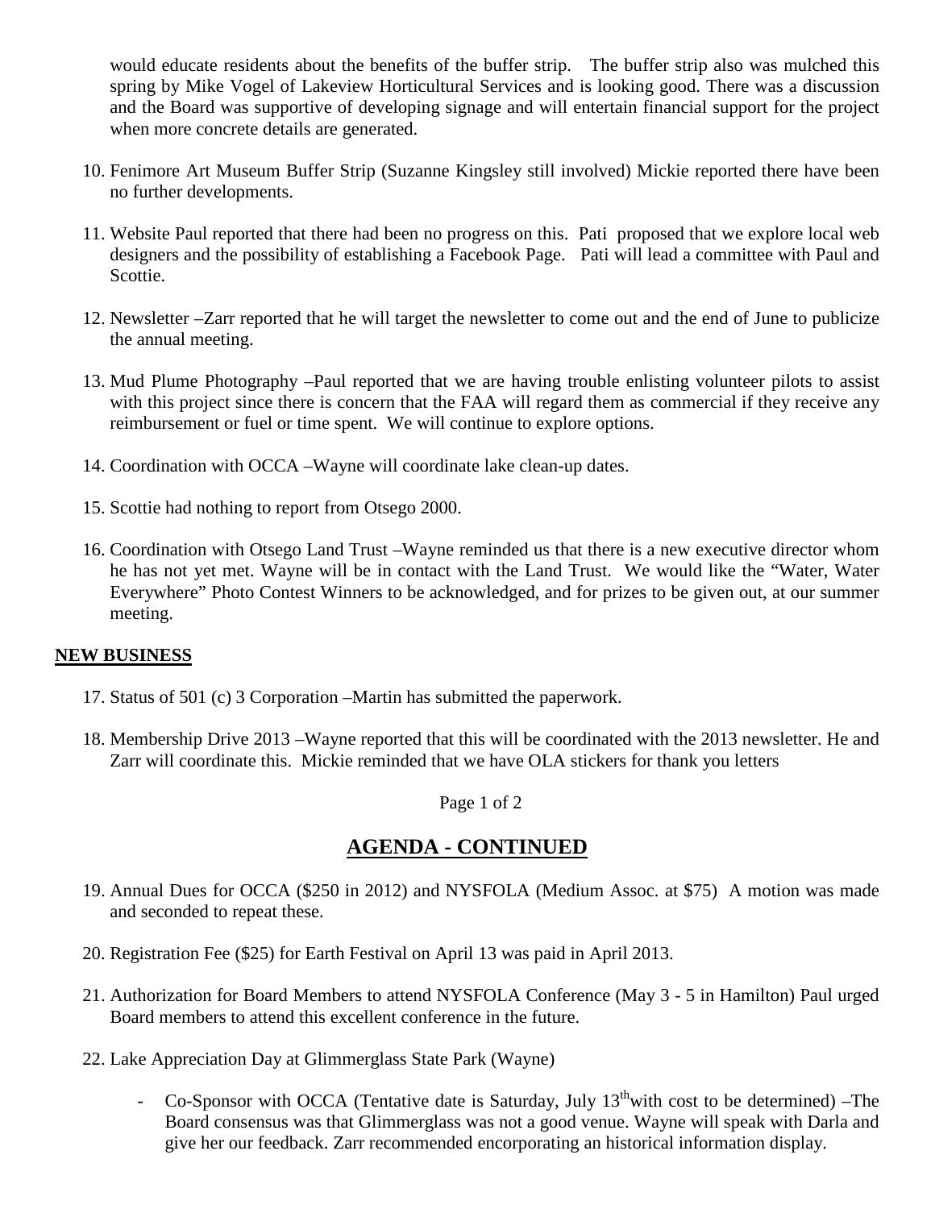would educate residents about the benefits of the buffer strip. The buffer strip also was mulched this spring by Mike Vogel of Lakeview Horticultural Services and is looking good. There was a discussion and the Board was supportive of developing signage and will entertain financial support for the project when more concrete details are generated.

10. Fenimore Art Museum Buffer Strip (Suzanne Kingsley still involved) Mickie reported there have been no further developments.

11. Website Paul reported that there had been no progress on this. Pati proposed that we explore local web designers and the possibility of establishing a Facebook Page. Pati will lead a committee with Paul and Scottie.

12. Newsletter –Zarr reported that he will target the newsletter to come out and the end of June to publicize the annual meeting.

13. Mud Plume Photography –Paul reported that we are having trouble enlisting volunteer pilots to assist with this project since there is concern that the FAA will regard them as commercial if they receive any reimbursement or fuel or time spent. We will continue to explore options.

14. Coordination with OCCA –Wayne will coordinate lake clean-up dates.

15. Scottie had nothing to report from Otsego 2000.

16. Coordination with Otsego Land Trust –Wayne reminded us that there is a new executive director whom he has not yet met. Wayne will be in contact with the Land Trust. We would like the "Water, Water Everywhere" Photo Contest Winners to be acknowledged, and for prizes to be given out, at our summer meeting.

**NEW BUSINESS**

17. Status of 501 (c) 3 Corporation –Martin has submitted the paperwork.

18. Membership Drive 2013 –Wayne reported that this will be coordinated with the 2013 newsletter. He and Zarr will coordinate this. Mickie reminded that we have OLA stickers for thank you letters

## AGENDA - CONTINUED

19. Annual Dues for OCCA ($250 in 2012) and NYSFOLA (Medium Assoc. at $75) A motion was made and seconded to repeat these.

20. Registration Fee ($25) for Earth Festival on April 13 was paid in April 2013.

21. Authorization for Board Members to attend NYSFOLA Conference (May 3 - 5 in Hamilton) Paul urged Board members to attend this excellent conference in the future.

22. Lake Appreciation Day at Glimmerglass State Park (Wayne)

    - Co-Sponsor with OCCA (Tentative date is Saturday, July 13th with cost to be determined) –The Board consensus was that Glimmerglass was not a good venue. Wayne will speak with Darla and give her our feedback. Zarr recommended encorporating an historical information display.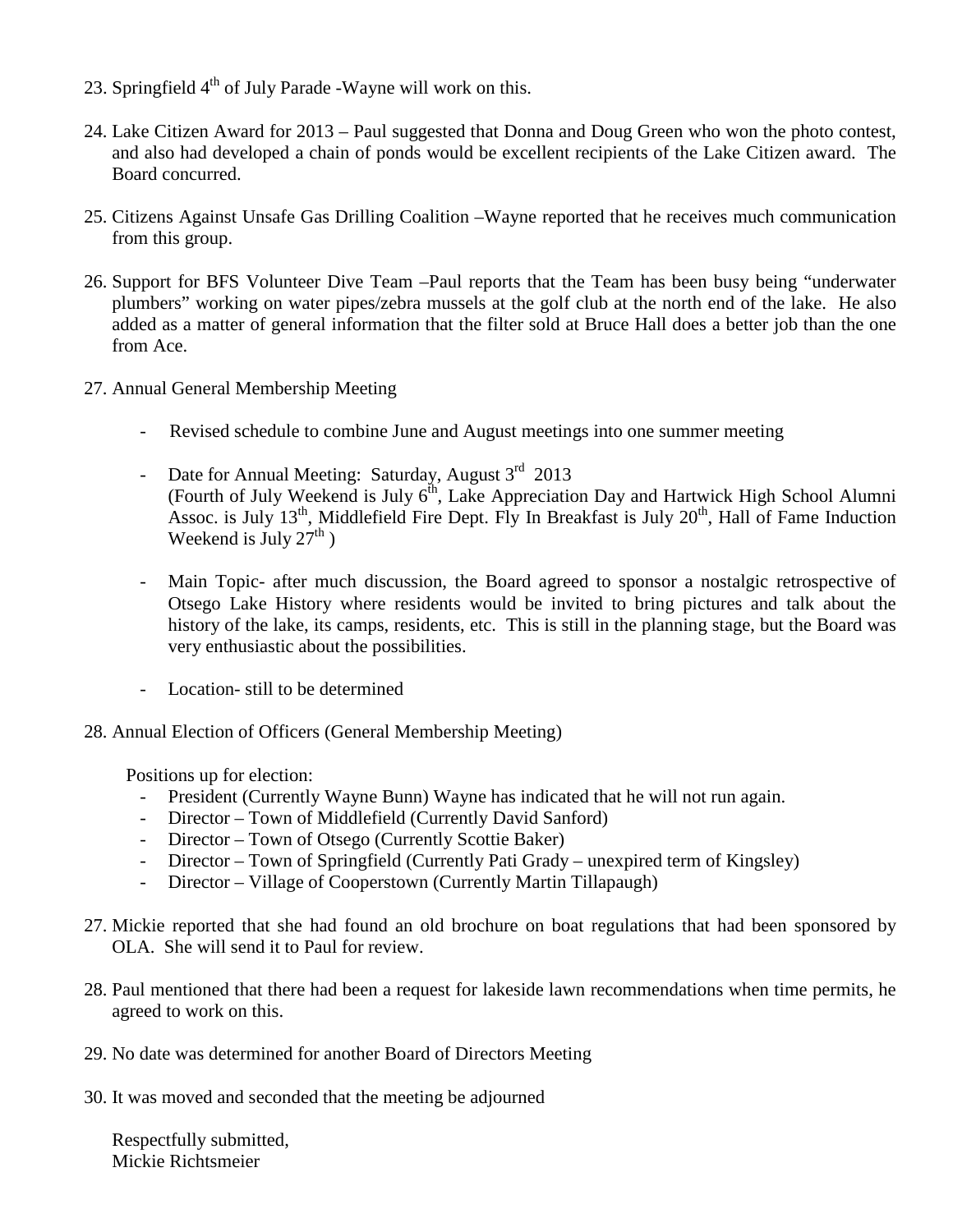23. Springfield 4th of July Parade -Wayne will work on this.

24. Lake Citizen Award for 2013 – Paul suggested that Donna and Doug Green who won the photo contest, and also had developed a chain of ponds would be excellent recipients of the Lake Citizen award. The Board concurred.

25. Citizens Against Unsafe Gas Drilling Coalition –Wayne reported that he receives much communication from this group.

26. Support for BFS Volunteer Dive Team –Paul reports that the Team has been busy being "underwater plumbers" working on water pipes/zebra mussels at the golf club at the north end of the lake. He also added as a matter of general information that the filter sold at Bruce Hall does a better job than the one from Ace.

27. Annual General Membership Meeting

    - Revised schedule to combine June and August meetings into one summer meeting

    - Date for Annual Meeting: Saturday, August 3rd 2013
      (Fourth of July Weekend is July 6th, Lake Appreciation Day and Hartwick High School Alumni Assoc. is July 13th, Middlefield Fire Dept. Fly In Breakfast is July 20th, Hall of Fame Induction Weekend is July 27th )

    - Main Topic- after much discussion, the Board agreed to sponsor a nostalgic retrospective of Otsego Lake History where residents would be invited to bring pictures and talk about the history of the lake, its camps, residents, etc. This is still in the planning stage, but the Board was very enthusiastic about the possibilities.

    - Location- still to be determined

28. Annual Election of Officers (General Membership Meeting)

    Positions up for election:
    - President (Currently Wayne Bunn) Wayne has indicated that he will not run again.
    - Director – Town of Middlefield (Currently David Sanford)
    - Director – Town of Otsego (Currently Scottie Baker)
    - Director – Town of Springfield (Currently Pati Grady – unexpired term of Kingsley)
    - Director – Village of Cooperstown (Currently Martin Tillapaugh)

27. Mickie reported that she had found an old brochure on boat regulations that had been sponsored by OLA. She will send it to Paul for review.

28. Paul mentioned that there had been a request for lakeside lawn recommendations when time permits, he agreed to work on this.

29. No date was determined for another Board of Directors Meeting

30. It was moved and seconded that the meeting be adjourned

Respectfully submitted,
Mickie Richtsmeier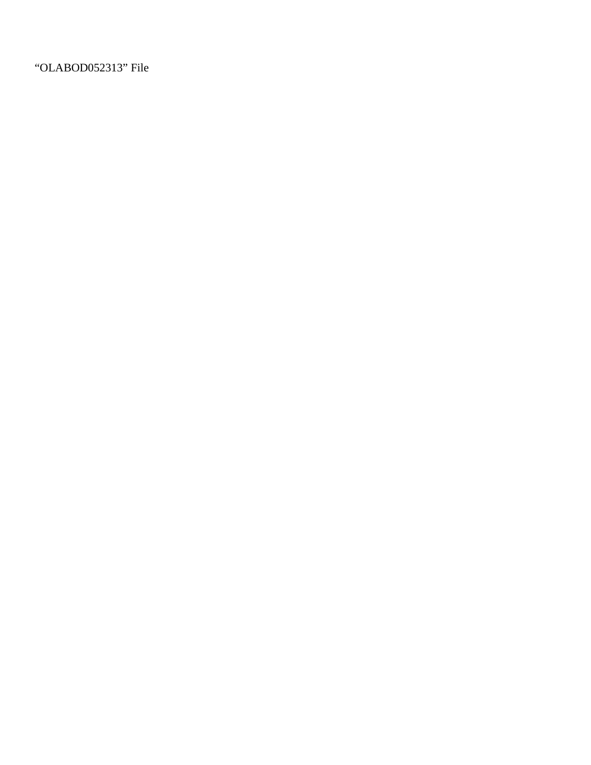“OLABOD052313” File